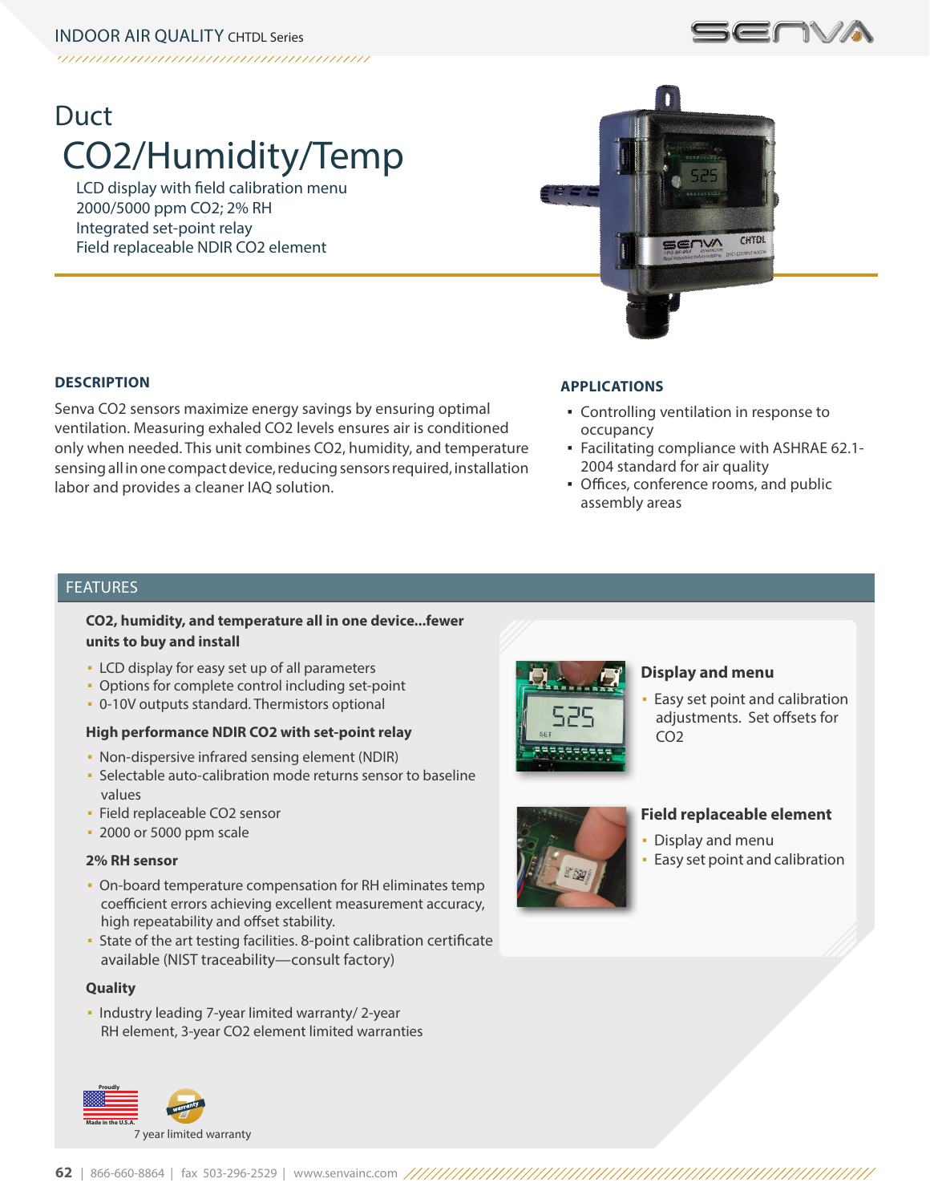INDOOR AIR QUALITY CHTDL Series

# Duct

# CO2/Humidity/Temp

LCD display with field calibration menu
2000/5000 ppm CO2; 2% RH
Integrated set-point relay
Field replaceable NDIR CO2 element

## DESCRIPTION

Senva CO2 sensors maximize energy savings by ensuring optimal ventilation. Measuring exhaled CO2 levels ensures air is conditioned only when needed. This unit combines CO2, humidity, and temperature sensing all in one compact device, reducing sensors required, installation labor and provides a cleaner IAQ solution.

## APPLICATIONS

- Controlling ventilation in response to occupancy
- Facilitating compliance with ASHRAE 62.1-2004 standard for air quality
- Offices, conference rooms, and public assembly areas

## FEATURES

**CO2, humidity, and temperature all in one device...fewer units to buy and install**

- LCD display for easy set up of all parameters
- Options for complete control including set-point
- 0-10V outputs standard. Thermistors optional

**High performance NDIR CO2 with set-point relay**

- Non-dispersive infrared sensing element (NDIR)
- Selectable auto-calibration mode returns sensor to baseline values
- Field replaceable CO2 sensor
- 2000 or 5000 ppm scale

**2% RH sensor**

- On-board temperature compensation for RH eliminates temp coefficient errors achieving excellent measurement accuracy, high repeatability and offset stability.
- State of the art testing facilities. 8-point calibration certificate available (NIST traceability—consult factory)

**Quality**

- Industry leading 7-year limited warranty/ 2-year RH element, 3-year CO2 element limited warranties

### Display and menu

- Easy set point and calibration adjustments. Set offsets for CO2

### Field replaceable element

- Display and menu
- Easy set point and calibration

Proudly Made in the U.S.A.

7 year limited warranty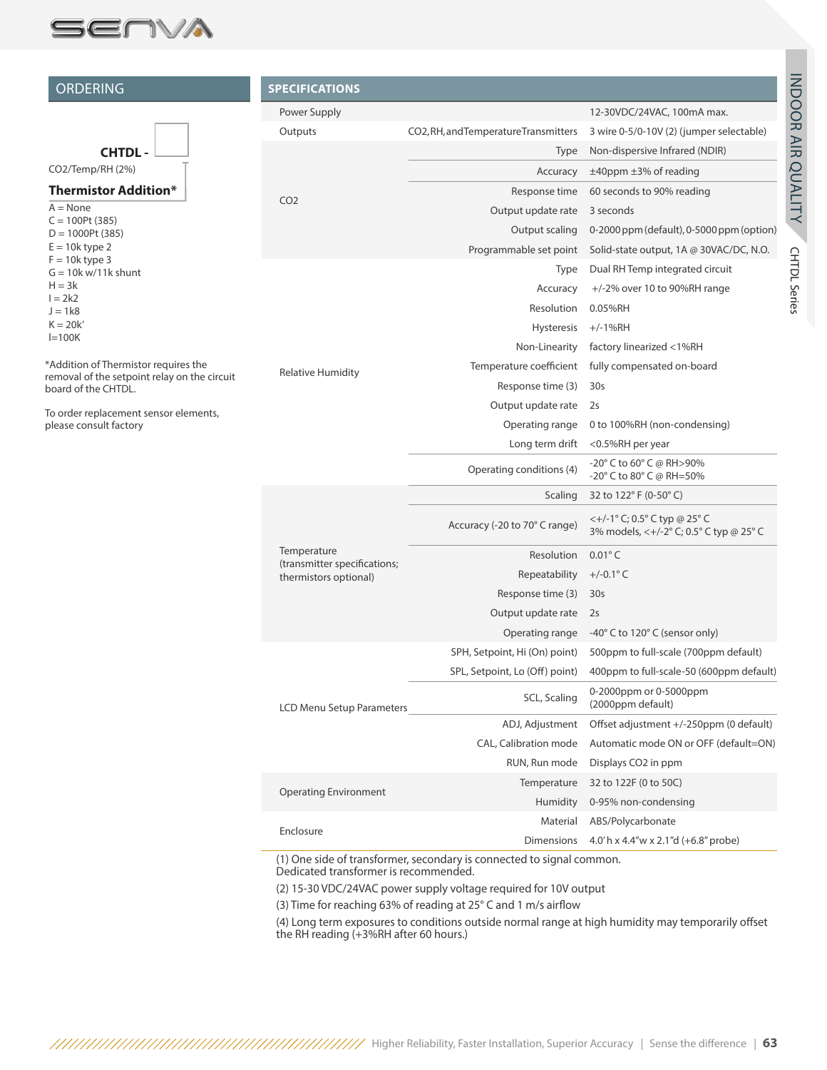## ORDERING

**CHTDL -** ☐

CO2/Temp/RH (2%)

**Thermistor Addition***

A = None
C = 100Pt (385)
D = 1000Pt (385)
E = 10k type 2
F = 10k type 3
G = 10k w/11k shunt
H = 3k
I = 2k2
J = 1k8
K = 20k'
l=100K

*Addition of Thermistor requires the removal of the setpoint relay on the circuit board of the CHTDL.

To order replacement sensor elements, please consult factory

## SPECIFICATIONS

| | | |
|---|---|---|
| Power Supply | | 12-30VDC/24VAC, 100mA max. |
| Outputs | CO2, RH, and Temperature Transmitters | 3 wire 0-5/0-10V (2) (jumper selectable) |
| CO2 | Type | Non-dispersive Infrared (NDIR) |
| | Accuracy | ±40ppm ±3% of reading |
| | Response time | 60 seconds to 90% reading |
| | Output update rate | 3 seconds |
| | Output scaling | 0-2000 ppm (default), 0-5000 ppm (option) |
| | Programmable set point | Solid-state output, 1A @ 30VAC/DC, N.O. |
| Relative Humidity | Type | Dual RH Temp integrated circuit |
| | Accuracy | +/-2% over 10 to 90%RH range |
| | Resolution | 0.05%RH |
| | Hysteresis | +/-1%RH |
| | Non-Linearity | factory linearized <1%RH |
| | Temperature coefficient | fully compensated on-board |
| | Response time (3) | 30s |
| | Output update rate | 2s |
| | Operating range | 0 to 100%RH (non-condensing) |
| | Long term drift | <0.5%RH per year |
| | Operating conditions (4) | -20° C to 60° C @ RH>90%<br>-20° C to 80° C @ RH=50% |
| Temperature (transmitter specifications; thermistors optional) | Scaling | 32 to 122° F (0-50° C) |
| | Accuracy (-20 to 70° C range) | <+/-1° C; 0.5° C typ @ 25° C<br>3% models, <+/-2° C; 0.5° C typ @ 25° C |
| | Resolution | 0.01° C |
| | Repeatability | +/-0.1° C |
| | Response time (3) | 30s |
| | Output update rate | 2s |
| | Operating range | -40° C to 120° C (sensor only) |
| LCD Menu Setup Parameters | SPH, Setpoint, Hi (On) point) | 500ppm to full-scale (700ppm default) |
| | SPL, Setpoint, Lo (Off) point) | 400ppm to full-scale-50 (600ppm default) |
| | SCL, Scaling | 0-2000ppm or 0-5000ppm<br>(2000ppm default) |
| | ADJ, Adjustment | Offset adjustment +/-250ppm (0 default) |
| | CAL, Calibration mode | Automatic mode ON or OFF (default=ON) |
| | RUN, Run mode | Displays CO2 in ppm |
| Operating Environment | Temperature | 32 to 122F (0 to 50C) |
| | Humidity | 0-95% non-condensing |
| Enclosure | Material | ABS/Polycarbonate |
| | Dimensions | 4.0' h x 4.4"w x 2.1"d (+6.8" probe) |

(1) One side of transformer, secondary is connected to signal common. Dedicated transformer is recommended.

(2) 15-30 VDC/24VAC power supply voltage required for 10V output

(3) Time for reaching 63% of reading at 25° C and 1 m/s airflow

(4) Long term exposures to conditions outside normal range at high humidity may temporarily offset the RH reading (+3%RH after 60 hours.)